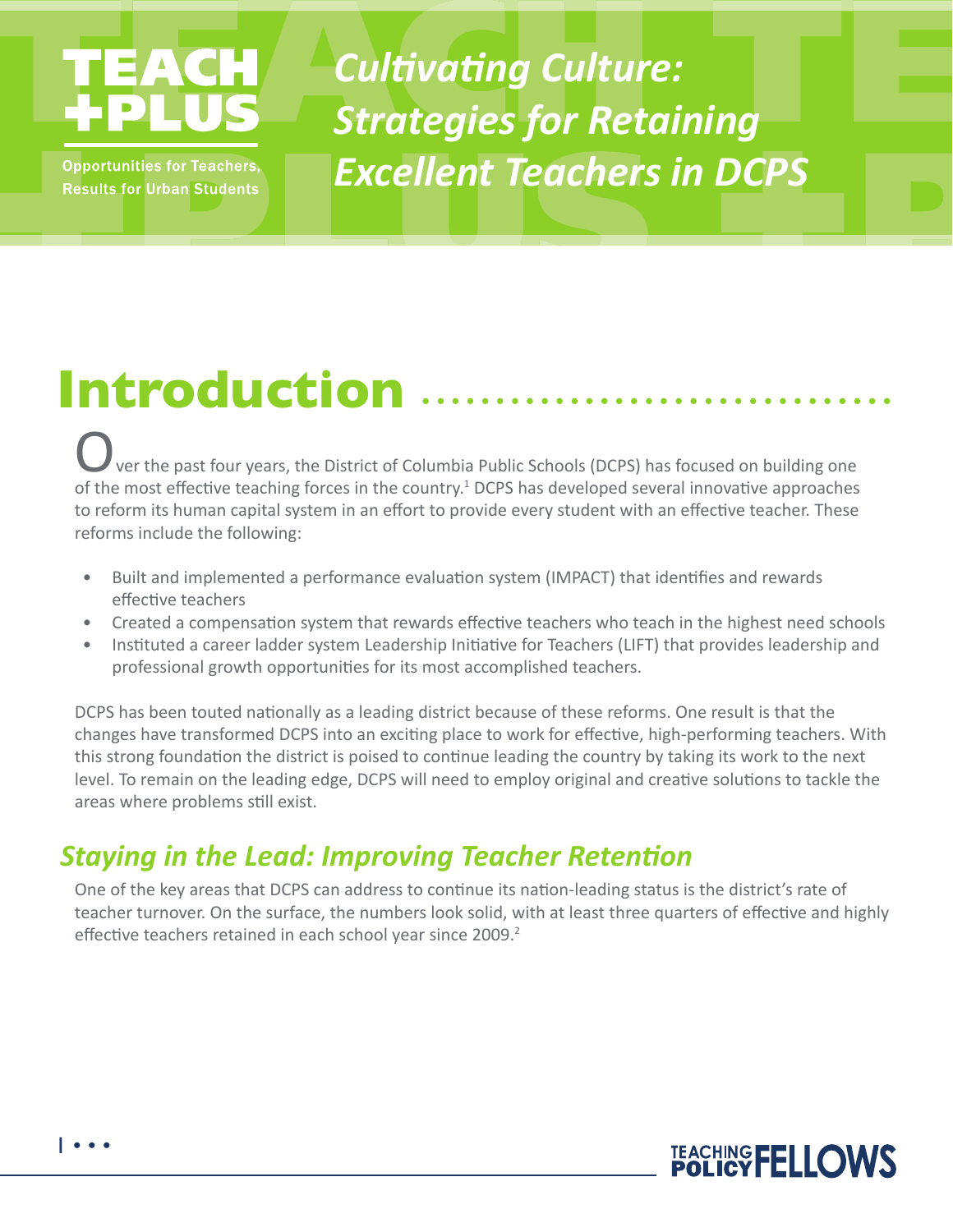TEACH +PLUS

Opportunities for Teachers, Results for Urban Students

# *Cultivating Culture: Strategies for Retaining Excellent Teachers in DCPS*

## Introduction

Over the past four years, the District of Columbia Public Schools (DCPS) has focused on building one of the most effective teaching forces in the country.[1] DCPS has developed several innovative approaches to reform its human capital system in an effort to provide every student with an effective teacher. These reforms include the following:

- Built and implemented a performance evaluation system (IMPACT) that identifies and rewards effective teachers
- Created a compensation system that rewards effective teachers who teach in the highest need schools
- Instituted a career ladder system Leadership Initiative for Teachers (LIFT) that provides leadership and professional growth opportunities for its most accomplished teachers.

DCPS has been touted nationally as a leading district because of these reforms. One result is that the changes have transformed DCPS into an exciting place to work for effective, high-performing teachers. With this strong foundation the district is poised to continue leading the country by taking its work to the next level. To remain on the leading edge, DCPS will need to employ original and creative solutions to tackle the areas where problems still exist.

### *Staying in the Lead: Improving Teacher Retention*

One of the key areas that DCPS can address to continue its nation-leading status is the district's rate of teacher turnover. On the surface, the numbers look solid, with at least three quarters of effective and highly effective teachers retained in each school year since 2009.[2]

TEACHING POLICY FELLOWS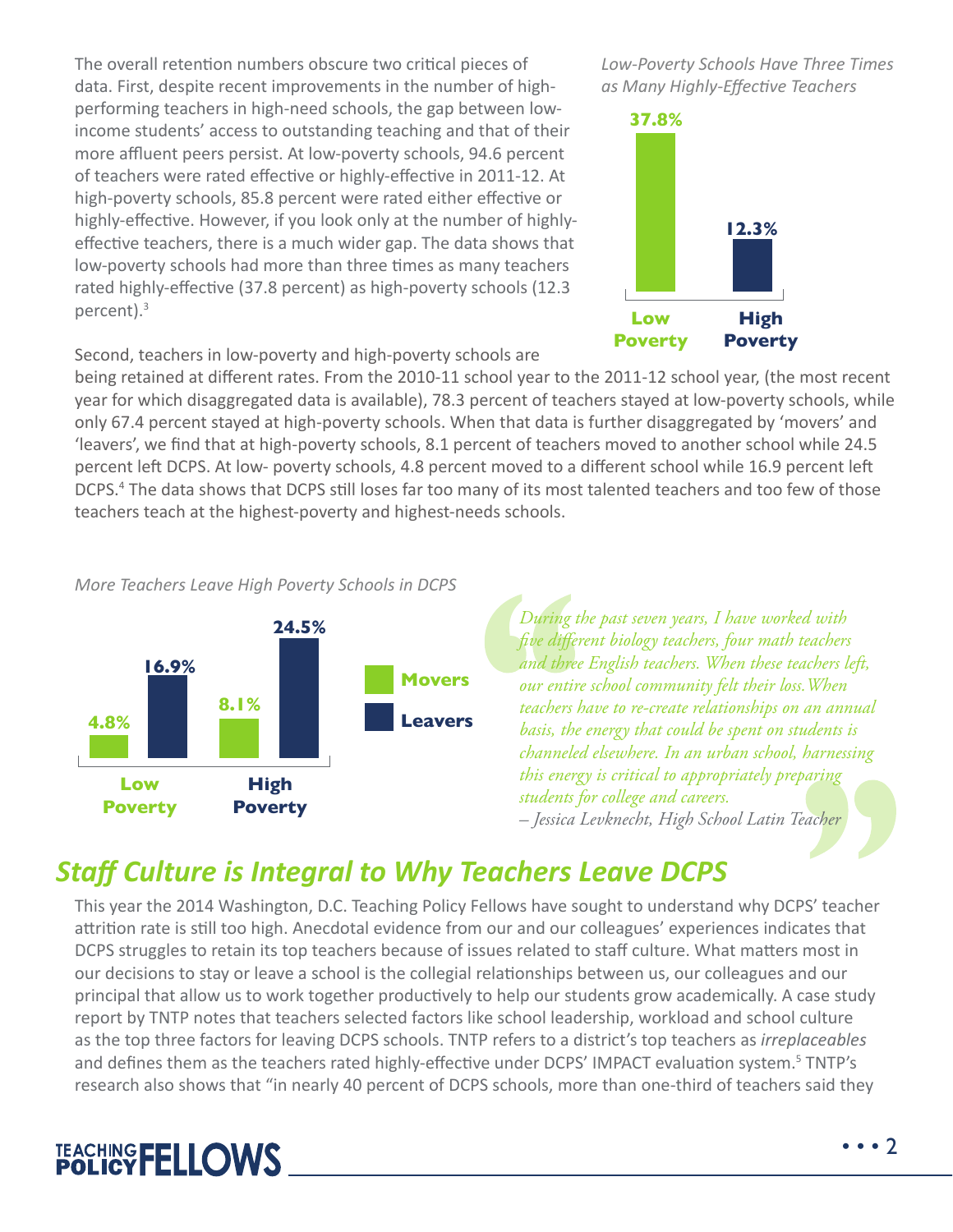The overall retention numbers obscure two critical pieces of data. First, despite recent improvements in the number of high-performing teachers in high-need schools, the gap between low-income students' access to outstanding teaching and that of their more affluent peers persist. At low-poverty schools, 94.6 percent of teachers were rated effective or highly-effective in 2011-12. At high-poverty schools, 85.8 percent were rated either effective or highly-effective. However, if you look only at the number of highly-effective teachers, there is a much wider gap. The data shows that low-poverty schools had more than three times as many teachers rated highly-effective (37.8 percent) as high-poverty schools (12.3 percent).[3]

*Low-Poverty Schools Have Three Times as Many Highly-Effective Teachers*

37.8%
12.3%
Low Poverty
High Poverty

Second, teachers in low-poverty and high-poverty schools are being retained at different rates. From the 2010-11 school year to the 2011-12 school year, (the most recent year for which disaggregated data is available), 78.3 percent of teachers stayed at low-poverty schools, while only 67.4 percent stayed at high-poverty schools. When that data is further disaggregated by 'movers' and 'leavers', we find that at high-poverty schools, 8.1 percent of teachers moved to another school while 24.5 percent left DCPS. At low- poverty schools, 4.8 percent moved to a different school while 16.9 percent left DCPS.[4] The data shows that DCPS still loses far too many of its most talented teachers and too few of those teachers teach at the highest-poverty and highest-needs schools.

*More Teachers Leave High Poverty Schools in DCPS*

4.8%
16.9%
8.1%
24.5%
Low Poverty
High Poverty
Movers
Leavers

> *During the past seven years, I have worked with five different biology teachers, four math teachers and three English teachers. When these teachers left, our entire school community felt their loss. When teachers have to re-create relationships on an annual basis, the energy that could be spent on students is channeled elsewhere. In an urban school, harnessing this energy is critical to appropriately preparing students for college and careers.*
> *– Jessica Levknecht, High School Latin Teacher*

## Staff Culture is Integral to Why Teachers Leave DCPS

This year the 2014 Washington, D.C. Teaching Policy Fellows have sought to understand why DCPS' teacher attrition rate is still too high. Anecdotal evidence from our and our colleagues' experiences indicates that DCPS struggles to retain its top teachers because of issues related to staff culture. What matters most in our decisions to stay or leave a school is the collegial relationships between us, our colleagues and our principal that allow us to work together productively to help our students grow academically. A case study report by TNTP notes that teachers selected factors like school leadership, workload and school culture as the top three factors for leaving DCPS schools. TNTP refers to a district's top teachers as *irreplaceables* and defines them as the teachers rated highly-effective under DCPS' IMPACT evaluation system.[5] TNTP's research also shows that "in nearly 40 percent of DCPS schools, more than one-third of teachers said they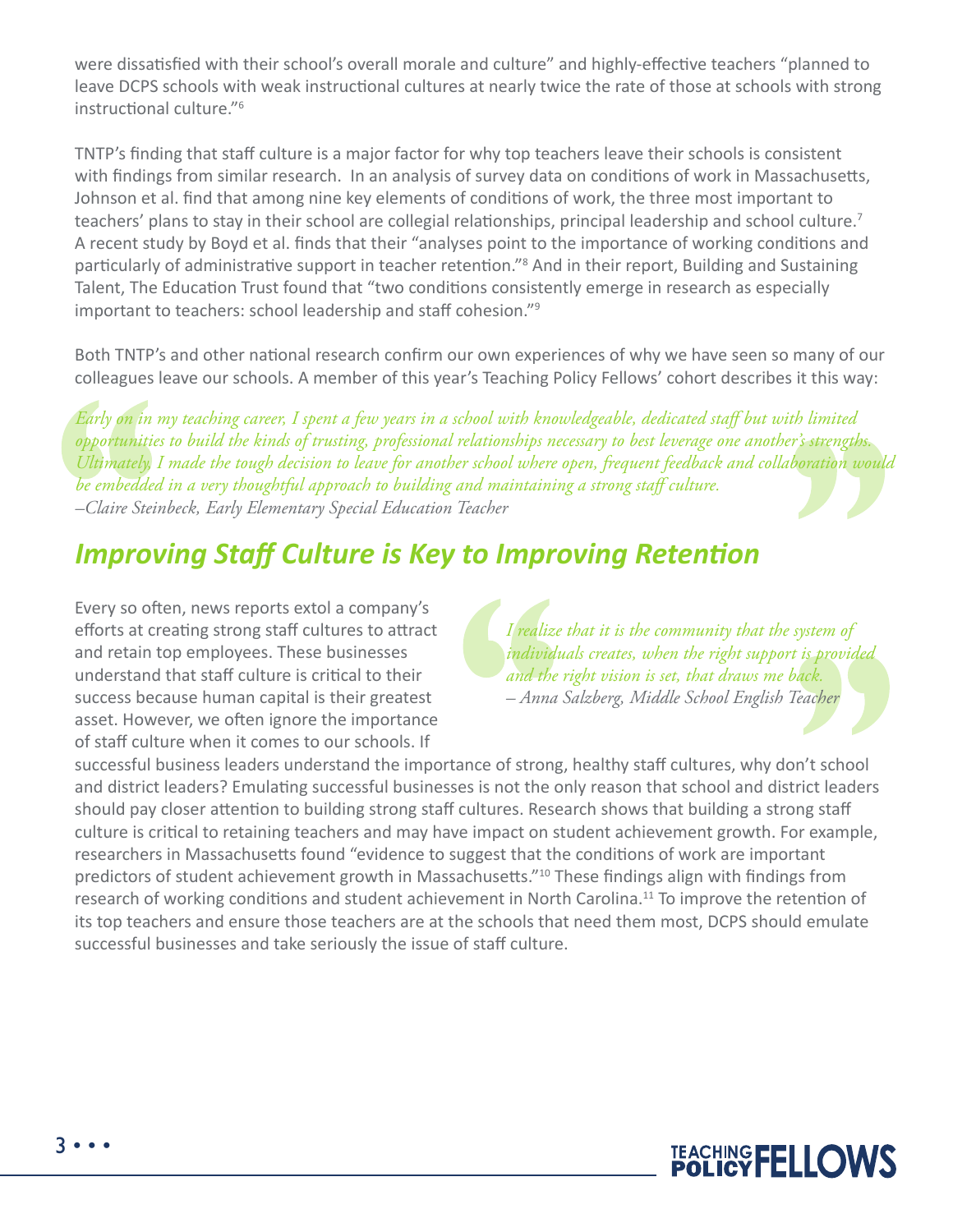were dissatisfied with their school's overall morale and culture" and highly-effective teachers "planned to leave DCPS schools with weak instructional cultures at nearly twice the rate of those at schools with strong instructional culture."[6]

TNTP's finding that staff culture is a major factor for why top teachers leave their schools is consistent with findings from similar research. In an analysis of survey data on conditions of work in Massachusetts, Johnson et al. find that among nine key elements of conditions of work, the three most important to teachers' plans to stay in their school are collegial relationships, principal leadership and school culture.[7] A recent study by Boyd et al. finds that their "analyses point to the importance of working conditions and particularly of administrative support in teacher retention."[8] And in their report, Building and Sustaining Talent, The Education Trust found that "two conditions consistently emerge in research as especially important to teachers: school leadership and staff cohesion."[9]

Both TNTP's and other national research confirm our own experiences of why we have seen so many of our colleagues leave our schools. A member of this year's Teaching Policy Fellows' cohort describes it this way:

> *Early on in my teaching career, I spent a few years in a school with knowledgeable, dedicated staff but with limited opportunities to build the kinds of trusting, professional relationships necessary to best leverage one another's strengths. Ultimately, I made the tough decision to leave for another school where open, frequent feedback and collaboration would be embedded in a very thoughtful approach to building and maintaining a strong staff culture.*
> *–Claire Steinbeck, Early Elementary Special Education Teacher*

## *Improving Staff Culture is Key to Improving Retention*

Every so often, news reports extol a company's efforts at creating strong staff cultures to attract and retain top employees. These businesses understand that staff culture is critical to their success because human capital is their greatest asset. However, we often ignore the importance of staff culture when it comes to our schools. If successful business leaders understand the importance of strong, healthy staff cultures, why don't school and district leaders? Emulating successful businesses is not the only reason that school and district leaders should pay closer attention to building strong staff cultures. Research shows that building a strong staff culture is critical to retaining teachers and may have impact on student achievement growth. For example, researchers in Massachusetts found "evidence to suggest that the conditions of work are important predictors of student achievement growth in Massachusetts."[10] These findings align with findings from research of working conditions and student achievement in North Carolina.[11] To improve the retention of its top teachers and ensure those teachers are at the schools that need them most, DCPS should emulate successful businesses and take seriously the issue of staff culture.

> *I realize that it is the community that the system of individuals creates, when the right support is provided and the right vision is set, that draws me back.*
> *– Anna Salzberg, Middle School English Teacher*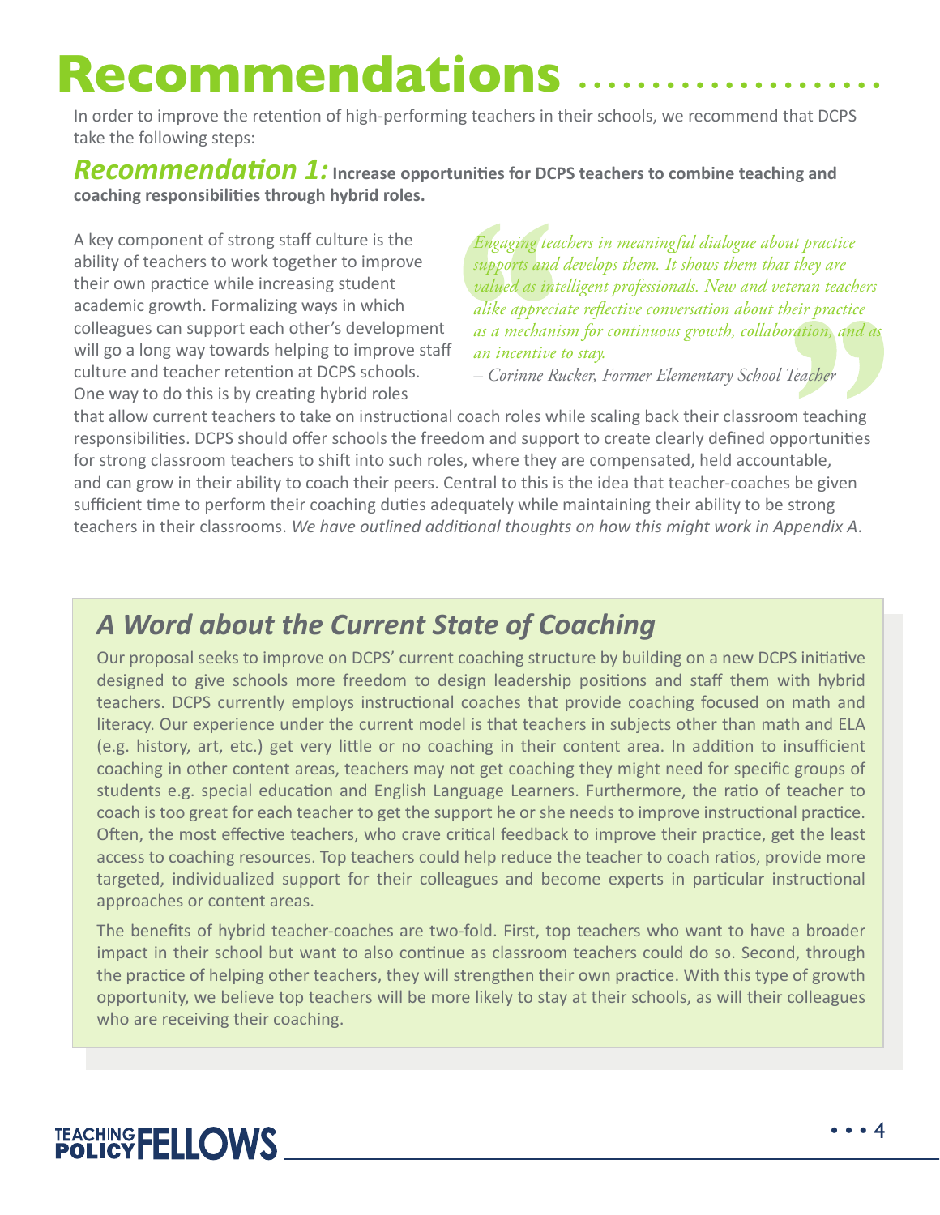# Recommendations

In order to improve the retention of high-performing teachers in their schools, we recommend that DCPS take the following steps:

## *Recommendation 1:* Increase opportunities for DCPS teachers to combine teaching and coaching responsibilities through hybrid roles.

> *Engaging teachers in meaningful dialogue about practice supports and develops them. It shows them that they are valued as intelligent professionals. New and veteran teachers alike appreciate reflective conversation about their practice as a mechanism for continuous growth, collaboration, and as an incentive to stay.*
>
> *– Corinne Rucker, Former Elementary School Teacher*

A key component of strong staff culture is the ability of teachers to work together to improve their own practice while increasing student academic growth. Formalizing ways in which colleagues can support each other's development will go a long way towards helping to improve staff culture and teacher retention at DCPS schools. One way to do this is by creating hybrid roles that allow current teachers to take on instructional coach roles while scaling back their classroom teaching responsibilities. DCPS should offer schools the freedom and support to create clearly defined opportunities for strong classroom teachers to shift into such roles, where they are compensated, held accountable, and can grow in their ability to coach their peers. Central to this is the idea that teacher-coaches be given sufficient time to perform their coaching duties adequately while maintaining their ability to be strong teachers in their classrooms. *We have outlined additional thoughts on how this might work in Appendix A*.

### *A Word about the Current State of Coaching*

Our proposal seeks to improve on DCPS' current coaching structure by building on a new DCPS initiative designed to give schools more freedom to design leadership positions and staff them with hybrid teachers. DCPS currently employs instructional coaches that provide coaching focused on math and literacy. Our experience under the current model is that teachers in subjects other than math and ELA (e.g. history, art, etc.) get very little or no coaching in their content area. In addition to insufficient coaching in other content areas, teachers may not get coaching they might need for specific groups of students e.g. special education and English Language Learners. Furthermore, the ratio of teacher to coach is too great for each teacher to get the support he or she needs to improve instructional practice. Often, the most effective teachers, who crave critical feedback to improve their practice, get the least access to coaching resources. Top teachers could help reduce the teacher to coach ratios, provide more targeted, individualized support for their colleagues and become experts in particular instructional approaches or content areas.

The benefits of hybrid teacher-coaches are two-fold. First, top teachers who want to have a broader impact in their school but want to also continue as classroom teachers could do so. Second, through the practice of helping other teachers, they will strengthen their own practice. With this type of growth opportunity, we believe top teachers will be more likely to stay at their schools, as will their colleagues who are receiving their coaching.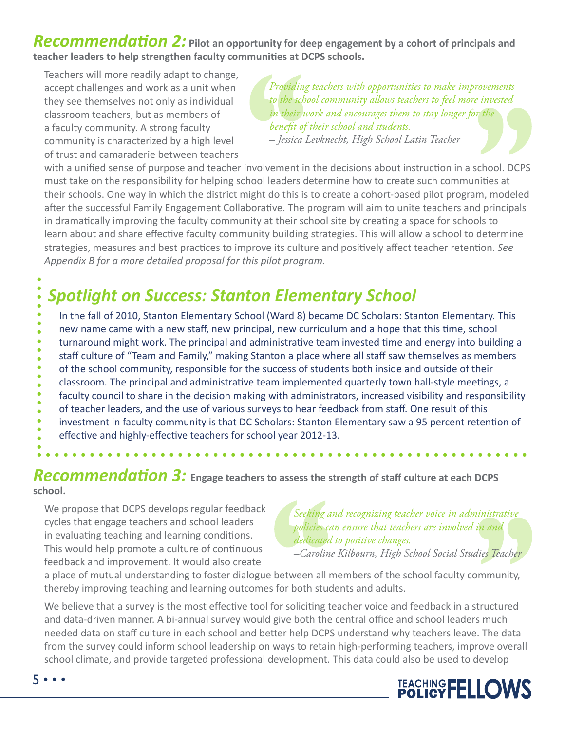## *Recommendation 2:* **Pilot an opportunity for deep engagement by a cohort of principals and teacher leaders to help strengthen faculty communities at DCPS schools.**

> *Providing teachers with opportunities to make improvements to the school community allows teachers to feel more invested in their work and encourages them to stay longer for the benefit of their school and students.*
> *– Jessica Levknecht, High School Latin Teacher*

Teachers will more readily adapt to change, accept challenges and work as a unit when they see themselves not only as individual classroom teachers, but as members of a faculty community. A strong faculty community is characterized by a high level of trust and camaraderie between teachers with a unified sense of purpose and teacher involvement in the decisions about instruction in a school. DCPS must take on the responsibility for helping school leaders determine how to create such communities at their schools. One way in which the district might do this is to create a cohort-based pilot program, modeled after the successful Family Engagement Collaborative. The program will aim to unite teachers and principals in dramatically improving the faculty community at their school site by creating a space for schools to learn about and share effective faculty community building strategies. This will allow a school to determine strategies, measures and best practices to improve its culture and positively affect teacher retention. *See Appendix B for a more detailed proposal for this pilot program.*

## *Spotlight on Success: Stanton Elementary School*

In the fall of 2010, Stanton Elementary School (Ward 8) became DC Scholars: Stanton Elementary. This new name came with a new staff, new principal, new curriculum and a hope that this time, school turnaround might work. The principal and administrative team invested time and energy into building a staff culture of "Team and Family," making Stanton a place where all staff saw themselves as members of the school community, responsible for the success of students both inside and outside of their classroom. The principal and administrative team implemented quarterly town hall-style meetings, a faculty council to share in the decision making with administrators, increased visibility and responsibility of teacher leaders, and the use of various surveys to hear feedback from staff. One result of this investment in faculty community is that DC Scholars: Stanton Elementary saw a 95 percent retention of effective and highly-effective teachers for school year 2012-13.

## *Recommendation 3:* **Engage teachers to assess the strength of staff culture at each DCPS school.**

> *Seeking and recognizing teacher voice in administrative policies can ensure that teachers are involved in and dedicated to positive changes.*
> *–Caroline Kilbourn, High School Social Studies Teacher*

We propose that DCPS develops regular feedback cycles that engage teachers and school leaders in evaluating teaching and learning conditions. This would help promote a culture of continuous feedback and improvement. It would also create a place of mutual understanding to foster dialogue between all members of the school faculty community, thereby improving teaching and learning outcomes for both students and adults.

We believe that a survey is the most effective tool for soliciting teacher voice and feedback in a structured and data-driven manner. A bi-annual survey would give both the central office and school leaders much needed data on staff culture in each school and better help DCPS understand why teachers leave. The data from the survey could inform school leadership on ways to retain high-performing teachers, improve overall school climate, and provide targeted professional development. This data could also be used to develop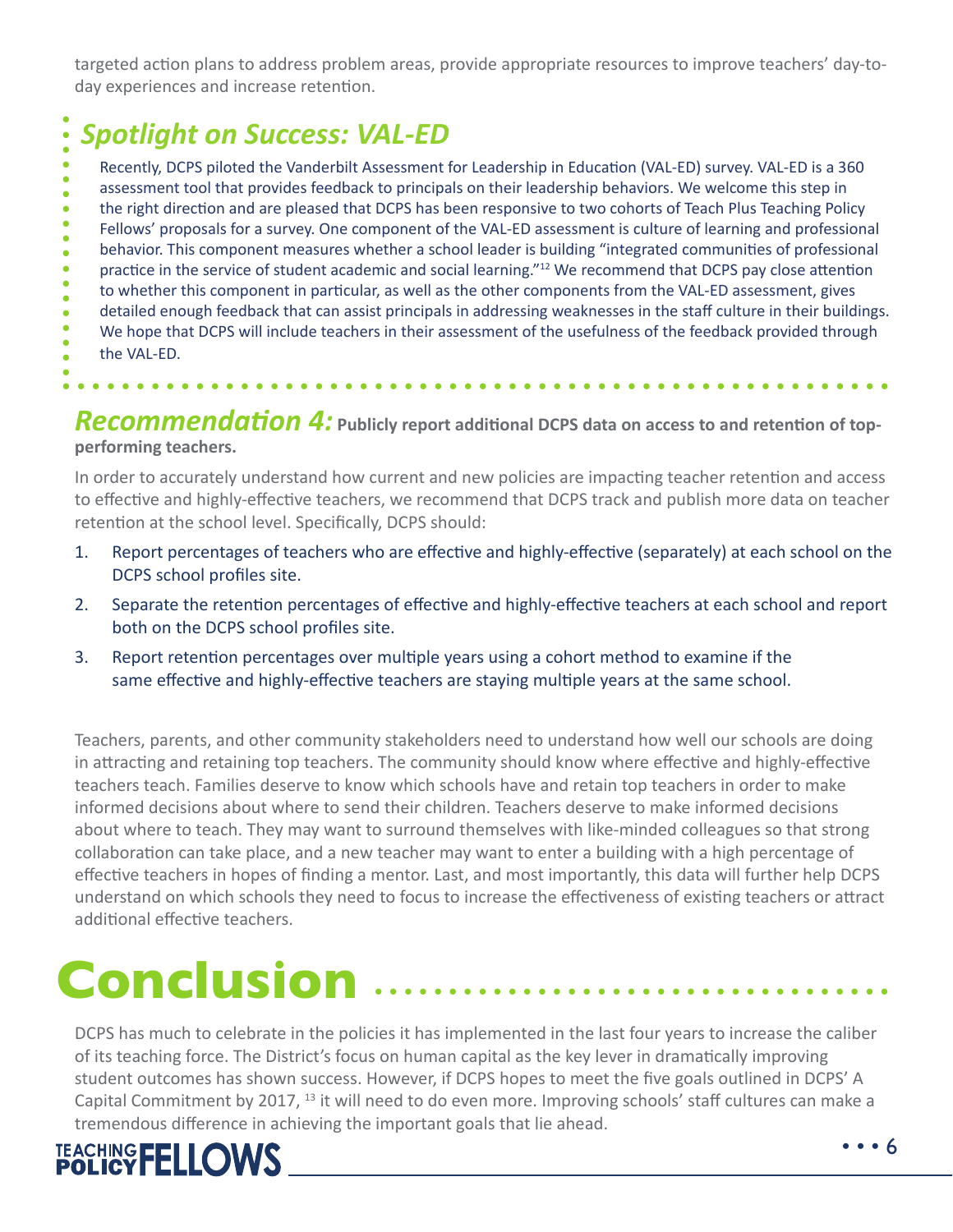targeted action plans to address problem areas, provide appropriate resources to improve teachers' day-to-day experiences and increase retention.

## *Spotlight on Success: VAL-ED*

Recently, DCPS piloted the Vanderbilt Assessment for Leadership in Education (VAL-ED) survey. VAL-ED is a 360 assessment tool that provides feedback to principals on their leadership behaviors. We welcome this step in the right direction and are pleased that DCPS has been responsive to two cohorts of Teach Plus Teaching Policy Fellows' proposals for a survey. One component of the VAL-ED assessment is culture of learning and professional behavior. This component measures whether a school leader is building "integrated communities of professional practice in the service of student academic and social learning."[12] We recommend that DCPS pay close attention to whether this component in particular, as well as the other components from the VAL-ED assessment, gives detailed enough feedback that can assist principals in addressing weaknesses in the staff culture in their buildings. We hope that DCPS will include teachers in their assessment of the usefulness of the feedback provided through the VAL-ED.

## *Recommendation 4:* **Publicly report additional DCPS data on access to and retention of top-performing teachers.**

In order to accurately understand how current and new policies are impacting teacher retention and access to effective and highly-effective teachers, we recommend that DCPS track and publish more data on teacher retention at the school level. Specifically, DCPS should:

1. Report percentages of teachers who are effective and highly-effective (separately) at each school on the DCPS school profiles site.
2. Separate the retention percentages of effective and highly-effective teachers at each school and report both on the DCPS school profiles site.
3. Report retention percentages over multiple years using a cohort method to examine if the same effective and highly-effective teachers are staying multiple years at the same school.

Teachers, parents, and other community stakeholders need to understand how well our schools are doing in attracting and retaining top teachers. The community should know where effective and highly-effective teachers teach. Families deserve to know which schools have and retain top teachers in order to make informed decisions about where to send their children. Teachers deserve to make informed decisions about where to teach. They may want to surround themselves with like-minded colleagues so that strong collaboration can take place, and a new teacher may want to enter a building with a high percentage of effective teachers in hopes of finding a mentor. Last, and most importantly, this data will further help DCPS understand on which schools they need to focus to increase the effectiveness of existing teachers or attract additional effective teachers.

# Conclusion

DCPS has much to celebrate in the policies it has implemented in the last four years to increase the caliber of its teaching force. The District's focus on human capital as the key lever in dramatically improving student outcomes has shown success. However, if DCPS hopes to meet the five goals outlined in DCPS' A Capital Commitment by 2017, [13] it will need to do even more. Improving schools' staff cultures can make a tremendous difference in achieving the important goals that lie ahead.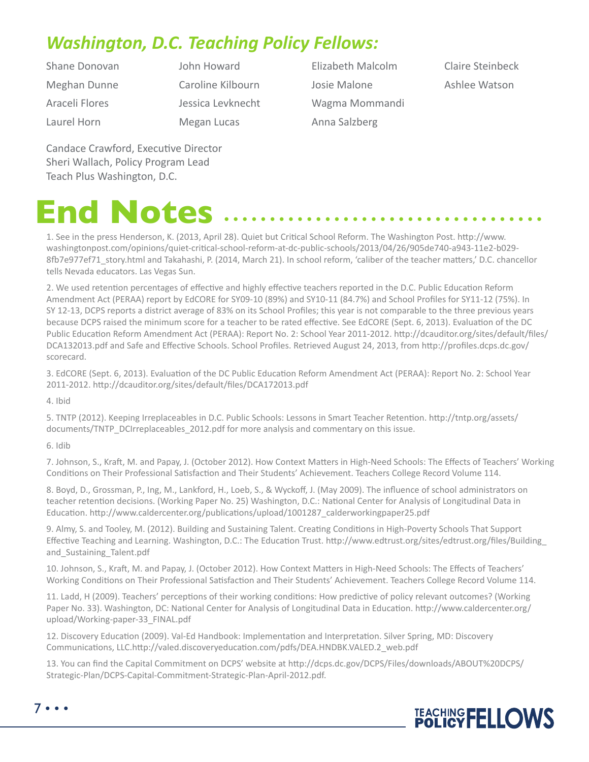## *Washington, D.C. Teaching Policy Fellows:*

Shane Donovan
Meghan Dunne
Araceli Flores
Laurel Horn
John Howard
Caroline Kilbourn
Jessica Levknecht
Megan Lucas
Elizabeth Malcolm
Josie Malone
Wagma Mommandi
Anna Salzberg
Claire Steinbeck
Ashlee Watson

Candace Crawford, Executive Director
Sheri Wallach, Policy Program Lead
Teach Plus Washington, D.C.

# End Notes

1. See in the press Henderson, K. (2013, April 28). Quiet but Critical School Reform. The Washington Post. http://www.washingtonpost.com/opinions/quiet-critical-school-reform-at-dc-public-schools/2013/04/26/905de740-a943-11e2-b029-8fb7e977ef71_story.html and Takahashi, P. (2014, March 21). In school reform, 'caliber of the teacher matters,' D.C. chancellor tells Nevada educators. Las Vegas Sun.

2. We used retention percentages of effective and highly effective teachers reported in the D.C. Public Education Reform Amendment Act (PERAA) report by EdCORE for SY09-10 (89%) and SY10-11 (84.7%) and School Profiles for SY11-12 (75%). In SY 12-13, DCPS reports a district average of 83% on its School Profiles; this year is not comparable to the three previous years because DCPS raised the minimum score for a teacher to be rated effective. See EdCORE (Sept. 6, 2013). Evaluation of the DC Public Education Reform Amendment Act (PERAA): Report No. 2: School Year 2011-2012. http://dcauditor.org/sites/default/files/DCA132013.pdf and Safe and Effective Schools. School Profiles. Retrieved August 24, 2013, from http://profiles.dcps.dc.gov/scorecard.

3. EdCORE (Sept. 6, 2013). Evaluation of the DC Public Education Reform Amendment Act (PERAA): Report No. 2: School Year 2011-2012. http://dcauditor.org/sites/default/files/DCA172013.pdf

4. Ibid

5. TNTP (2012). Keeping Irreplaceables in D.C. Public Schools: Lessons in Smart Teacher Retention. http://tntp.org/assets/documents/TNTP_DCIrreplaceables_2012.pdf for more analysis and commentary on this issue.

6. Idib

7. Johnson, S., Kraft, M. and Papay, J. (October 2012). How Context Matters in High-Need Schools: The Effects of Teachers' Working Conditions on Their Professional Satisfaction and Their Students' Achievement. Teachers College Record Volume 114.

8. Boyd, D., Grossman, P., Ing, M., Lankford, H., Loeb, S., & Wyckoff, J. (May 2009). The influence of school administrators on teacher retention decisions. (Working Paper No. 25) Washington, D.C.: National Center for Analysis of Longitudinal Data in Education. http://www.caldercenter.org/publications/upload/1001287_calderworkingpaper25.pdf

9. Almy, S. and Tooley, M. (2012). Building and Sustaining Talent. Creating Conditions in High-Poverty Schools That Support Effective Teaching and Learning. Washington, D.C.: The Education Trust. http://www.edtrust.org/sites/edtrust.org/files/Building_and_Sustaining_Talent.pdf

10. Johnson, S., Kraft, M. and Papay, J. (October 2012). How Context Matters in High-Need Schools: The Effects of Teachers' Working Conditions on Their Professional Satisfaction and Their Students' Achievement. Teachers College Record Volume 114.

11. Ladd, H (2009). Teachers' perceptions of their working conditions: How predictive of policy relevant outcomes? (Working Paper No. 33). Washington, DC: National Center for Analysis of Longitudinal Data in Education. http://www.caldercenter.org/upload/Working-paper-33_FINAL.pdf

12. Discovery Education (2009). Val-Ed Handbook: Implementation and Interpretation. Silver Spring, MD: Discovery Communications, LLC.http://valed.discoveryeducation.com/pdfs/DEA.HNDBK.VALED.2_web.pdf

13. You can find the Capital Commitment on DCPS' website at http://dcps.dc.gov/DCPS/Files/downloads/ABOUT%20DCPS/Strategic-Plan/DCPS-Capital-Commitment-Strategic-Plan-April-2012.pdf.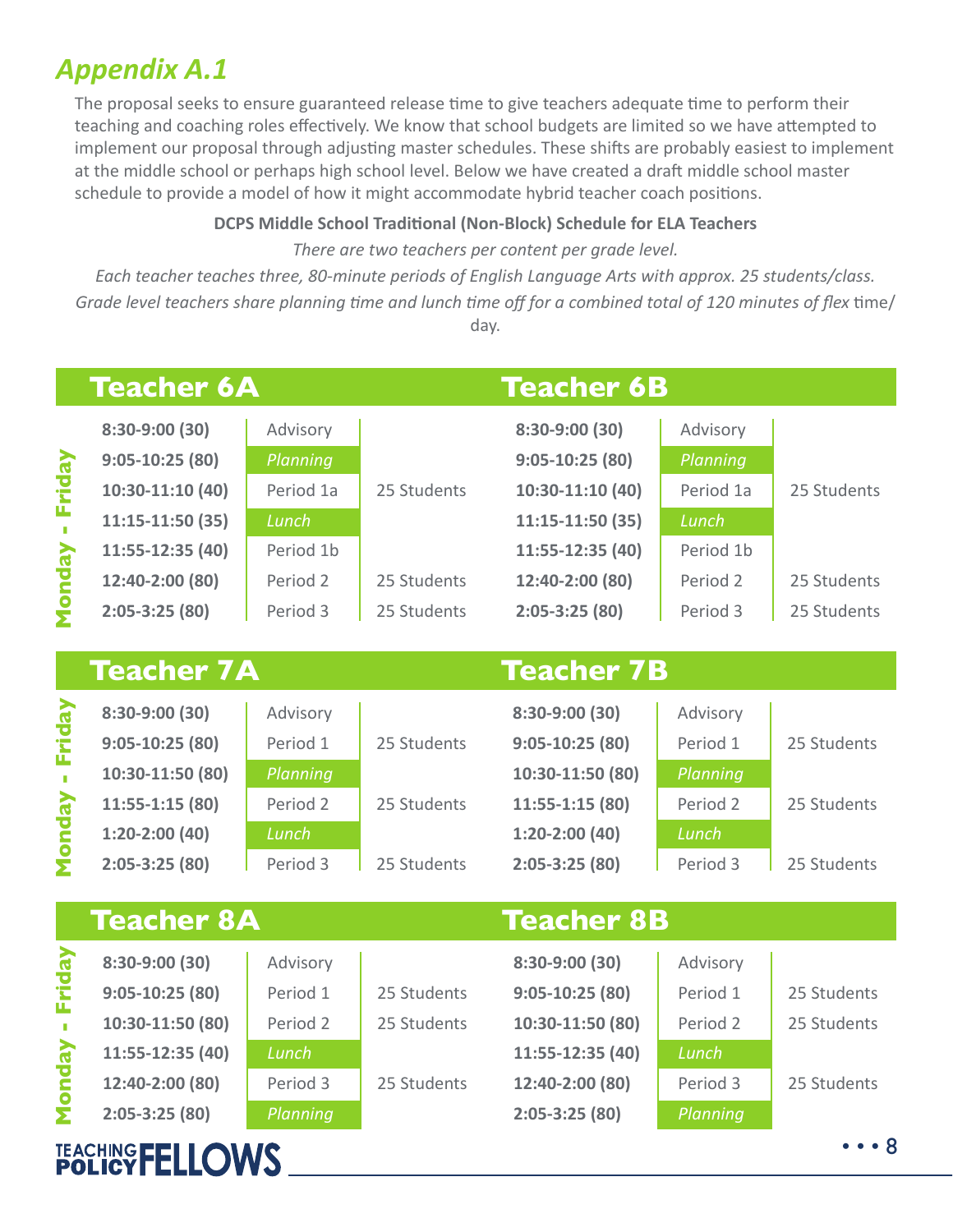## *Appendix A.1*

The proposal seeks to ensure guaranteed release time to give teachers adequate time to perform their teaching and coaching roles effectively. We know that school budgets are limited so we have attempted to implement our proposal through adjusting master schedules. These shifts are probably easiest to implement at the middle school or perhaps high school level. Below we have created a draft middle school master schedule to provide a model of how it might accommodate hybrid teacher coach positions.

**DCPS Middle School Traditional (Non-Block) Schedule for ELA Teachers**

*There are two teachers per content per grade level.*

*Each teacher teaches three, 80-minute periods of English Language Arts with approx. 25 students/class.*

*Grade level teachers share planning time and lunch time off for a combined total of 120 minutes of flex* time/ day.

### Monday - Friday

| Teacher 6A | | | Teacher 6B | | |
|---|---|---|---|---|---|
| **8:30-9:00 (30)** | Advisory | | **8:30-9:00 (30)** | Advisory | |
| **9:05-10:25 (80)** | *Planning* | | **9:05-10:25 (80)** | *Planning* | |
| **10:30-11:10 (40)** | Period 1a | 25 Students | **10:30-11:10 (40)** | Period 1a | 25 Students |
| **11:15-11:50 (35)** | *Lunch* | | **11:15-11:50 (35)** | *Lunch* | |
| **11:55-12:35 (40)** | Period 1b | | **11:55-12:35 (40)** | Period 1b | |
| **12:40-2:00 (80)** | Period 2 | 25 Students | **12:40-2:00 (80)** | Period 2 | 25 Students |
| **2:05-3:25 (80)** | Period 3 | 25 Students | **2:05-3:25 (80)** | Period 3 | 25 Students |

### Monday - Friday

| Teacher 7A | | | Teacher 7B | | |
|---|---|---|---|---|---|
| **8:30-9:00 (30)** | Advisory | | **8:30-9:00 (30)** | Advisory | |
| **9:05-10:25 (80)** | Period 1 | 25 Students | **9:05-10:25 (80)** | Period 1 | 25 Students |
| **10:30-11:50 (80)** | *Planning* | | **10:30-11:50 (80)** | *Planning* | |
| **11:55-1:15 (80)** | Period 2 | 25 Students | **11:55-1:15 (80)** | Period 2 | 25 Students |
| **1:20-2:00 (40)** | *Lunch* | | **1:20-2:00 (40)** | *Lunch* | |
| **2:05-3:25 (80)** | Period 3 | 25 Students | **2:05-3:25 (80)** | Period 3 | 25 Students |

### Monday - Friday

| Teacher 8A | | | Teacher 8B | | |
|---|---|---|---|---|---|
| **8:30-9:00 (30)** | Advisory | | **8:30-9:00 (30)** | Advisory | |
| **9:05-10:25 (80)** | Period 1 | 25 Students | **9:05-10:25 (80)** | Period 1 | 25 Students |
| **10:30-11:50 (80)** | Period 2 | 25 Students | **10:30-11:50 (80)** | Period 2 | 25 Students |
| **11:55-12:35 (40)** | *Lunch* | | **11:55-12:35 (40)** | *Lunch* | |
| **12:40-2:00 (80)** | Period 3 | 25 Students | **12:40-2:00 (80)** | Period 3 | 25 Students |
| **2:05-3:25 (80)** | *Planning* | | **2:05-3:25 (80)** | *Planning* | |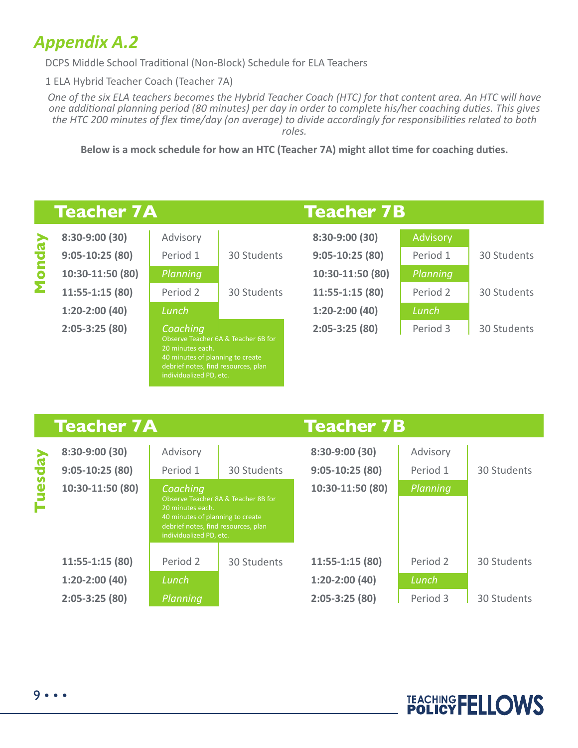## *Appendix A.2*

DCPS Middle School Traditional (Non-Block) Schedule for ELA Teachers

1 ELA Hybrid Teacher Coach (Teacher 7A)

*One of the six ELA teachers becomes the Hybrid Teacher Coach (HTC) for that content area. An HTC will have one additional planning period (80 minutes) per day in order to complete his/her coaching duties. This gives the HTC 200 minutes of flex time/day (on average) to divide accordingly for responsibilities related to both roles.*

**Below is a mock schedule for how an HTC (Teacher 7A) might allot time for coaching duties.**

### Monday

| Teacher 7A | | | Teacher 7B | | |
|---|---|---|---|---|---|
| **8:30-9:00 (30)** | Advisory | | **8:30-9:00 (30)** | Advisory | |
| **9:05-10:25 (80)** | Period 1 | 30 Students | **9:05-10:25 (80)** | Period 1 | 30 Students |
| **10:30-11:50 (80)** | *Planning* | | **10:30-11:50 (80)** | *Planning* | |
| **11:55-1:15 (80)** | Period 2 | 30 Students | **11:55-1:15 (80)** | Period 2 | 30 Students |
| **1:20-2:00 (40)** | *Lunch* | | **1:20-2:00 (40)** | *Lunch* | |
| **2:05-3:25 (80)** | *Coaching* Observe Teacher 6A & Teacher 6B for 20 minutes each. 40 minutes of planning to create debrief notes, find resources, plan individualized PD, etc. | | **2:05-3:25 (80)** | Period 3 | 30 Students |

### Tuesday

| Teacher 7A | | | Teacher 7B | | |
|---|---|---|---|---|---|
| **8:30-9:00 (30)** | Advisory | | **8:30-9:00 (30)** | Advisory | |
| **9:05-10:25 (80)** | Period 1 | 30 Students | **9:05-10:25 (80)** | Period 1 | 30 Students |
| **10:30-11:50 (80)** | *Coaching* Observe Teacher 8A & Teacher 8B for 20 minutes each. 40 minutes of planning to create debrief notes, find resources, plan individualized PD, etc. | | **10:30-11:50 (80)** | *Planning* | |
| **11:55-1:15 (80)** | Period 2 | 30 Students | **11:55-1:15 (80)** | Period 2 | 30 Students |
| **1:20-2:00 (40)** | *Lunch* | | **1:20-2:00 (40)** | *Lunch* | |
| **2:05-3:25 (80)** | *Planning* | | **2:05-3:25 (80)** | Period 3 | 30 Students |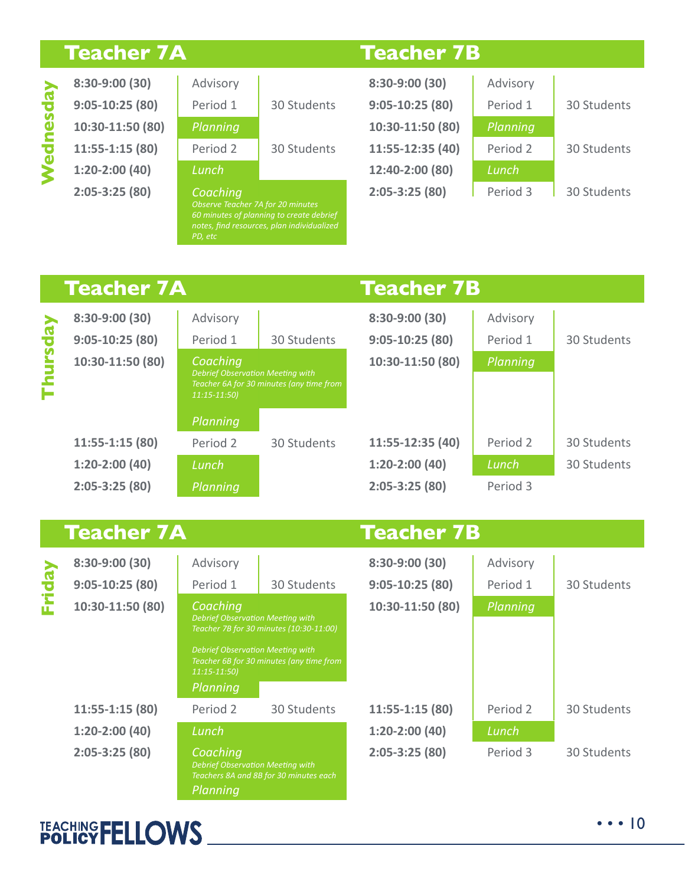## Wednesday

| Teacher 7A | | | Teacher 7B | | |
|---|---|---|---|---|---|
| **8:30-9:00 (30)** | Advisory | | **8:30-9:00 (30)** | Advisory | |
| **9:05-10:25 (80)** | Period 1 | 30 Students | **9:05-10:25 (80)** | Period 1 | 30 Students |
| **10:30-11:50 (80)** | *Planning* | | **10:30-11:50 (80)** | *Planning* | |
| **11:55-1:15 (80)** | Period 2 | 30 Students | **11:55-12:35 (40)** | Period 2 | 30 Students |
| **1:20-2:00 (40)** | *Lunch* | | **12:40-2:00 (80)** | *Lunch* | |
| **2:05-3:25 (80)** | *Coaching* *Observe Teacher 7A for 20 minutes* *60 minutes of planning to create debrief notes, find resources, plan individualized PD, etc* | | **2:05-3:25 (80)** | Period 3 | 30 Students |

## Thursday

| Teacher 7A | | | Teacher 7B | | |
|---|---|---|---|---|---|
| **8:30-9:00 (30)** | Advisory | | **8:30-9:00 (30)** | Advisory | |
| **9:05-10:25 (80)** | Period 1 | 30 Students | **9:05-10:25 (80)** | Period 1 | 30 Students |
| **10:30-11:50 (80)** | *Coaching* *Debrief Observation Meeting with Teacher 6A for 30 minutes (any time from 11:15-11:50)* *Planning* | | **10:30-11:50 (80)** | *Planning* | |
| **11:55-1:15 (80)** | Period 2 | 30 Students | **11:55-12:35 (40)** | Period 2 | 30 Students |
| **1:20-2:00 (40)** | *Lunch* | | **1:20-2:00 (40)** | *Lunch* | 30 Students |
| **2:05-3:25 (80)** | *Planning* | | **2:05-3:25 (80)** | Period 3 | |

## Friday

| Teacher 7A | | | Teacher 7B | | |
|---|---|---|---|---|---|
| **8:30-9:00 (30)** | Advisory | | **8:30-9:00 (30)** | Advisory | |
| **9:05-10:25 (80)** | Period 1 | 30 Students | **9:05-10:25 (80)** | Period 1 | 30 Students |
| **10:30-11:50 (80)** | *Coaching* *Debrief Observation Meeting with Teacher 7B for 30 minutes (10:30-11:00)* *Debrief Observation Meeting with Teacher 6B for 30 minutes (any time from 11:15-11:50)* *Planning* | | **10:30-11:50 (80)** | *Planning* | |
| **11:55-1:15 (80)** | Period 2 | 30 Students | **11:55-1:15 (80)** | Period 2 | 30 Students |
| **1:20-2:00 (40)** | *Lunch* | | **1:20-2:00 (40)** | *Lunch* | |
| **2:05-3:25 (80)** | *Coaching* *Debrief Observation Meeting with Teachers 8A and 8B for 30 minutes each* *Planning* | | **2:05-3:25 (80)** | Period 3 | 30 Students |

TEACHING POLICY FELLOWS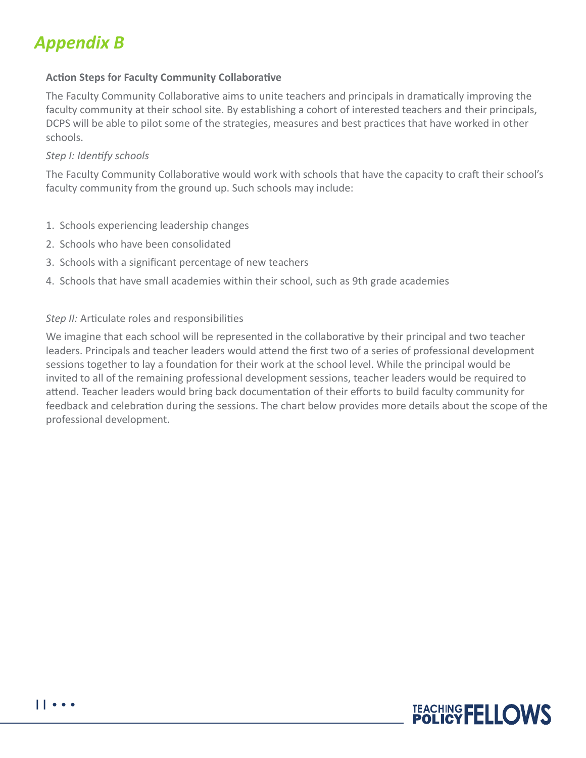# Appendix B

**Action Steps for Faculty Community Collaborative**

The Faculty Community Collaborative aims to unite teachers and principals in dramatically improving the faculty community at their school site. By establishing a cohort of interested teachers and their principals, DCPS will be able to pilot some of the strategies, measures and best practices that have worked in other schools.

*Step I: Identify schools*

The Faculty Community Collaborative would work with schools that have the capacity to craft their school's faculty community from the ground up. Such schools may include:

1. Schools experiencing leadership changes
2. Schools who have been consolidated
3. Schools with a significant percentage of new teachers
4. Schools that have small academies within their school, such as 9th grade academies

*Step II:* Articulate roles and responsibilities

We imagine that each school will be represented in the collaborative by their principal and two teacher leaders. Principals and teacher leaders would attend the first two of a series of professional development sessions together to lay a foundation for their work at the school level. While the principal would be invited to all of the remaining professional development sessions, teacher leaders would be required to attend. Teacher leaders would bring back documentation of their efforts to build faculty community for feedback and celebration during the sessions. The chart below provides more details about the scope of the professional development.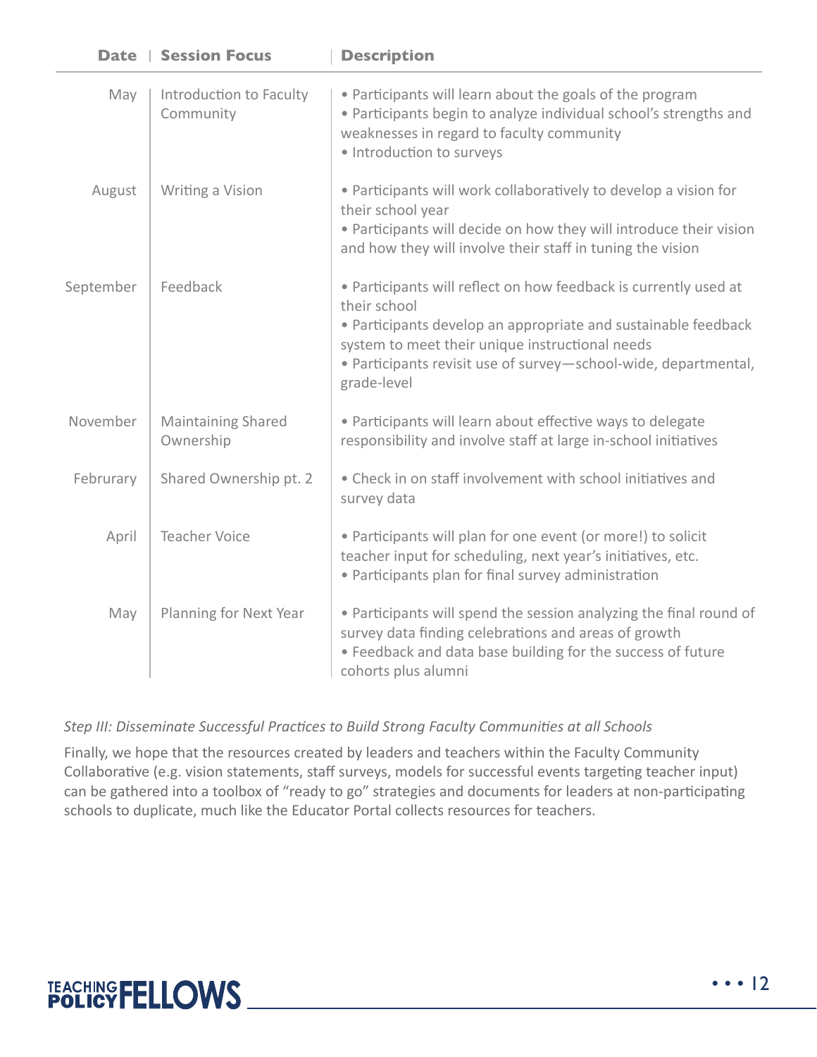| Date | Session Focus | Description |
|---|---|---|
| May | Introduction to Faculty Community | • Participants will learn about the goals of the program<br>• Participants begin to analyze individual school's strengths and weaknesses in regard to faculty community<br>• Introduction to surveys |
| August | Writing a Vision | • Participants will work collaboratively to develop a vision for their school year<br>• Participants will decide on how they will introduce their vision and how they will involve their staff in tuning the vision |
| September | Feedback | • Participants will reflect on how feedback is currently used at their school<br>• Participants develop an appropriate and sustainable feedback system to meet their unique instructional needs<br>• Participants revisit use of survey—school-wide, departmental, grade-level |
| November | Maintaining Shared Ownership | • Participants will learn about effective ways to delegate responsibility and involve staff at large in-school initiatives |
| Februrary | Shared Ownership pt. 2 | • Check in on staff involvement with school initiatives and survey data |
| April | Teacher Voice | • Participants will plan for one event (or more!) to solicit teacher input for scheduling, next year's initiatives, etc.<br>• Participants plan for final survey administration |
| May | Planning for Next Year | • Participants will spend the session analyzing the final round of survey data finding celebrations and areas of growth<br>• Feedback and data base building for the success of future cohorts plus alumni |

*Step III: Disseminate Successful Practices to Build Strong Faculty Communities at all Schools*

Finally, we hope that the resources created by leaders and teachers within the Faculty Community Collaborative (e.g. vision statements, staff surveys, models for successful events targeting teacher input) can be gathered into a toolbox of "ready to go" strategies and documents for leaders at non-participating schools to duplicate, much like the Educator Portal collects resources for teachers.